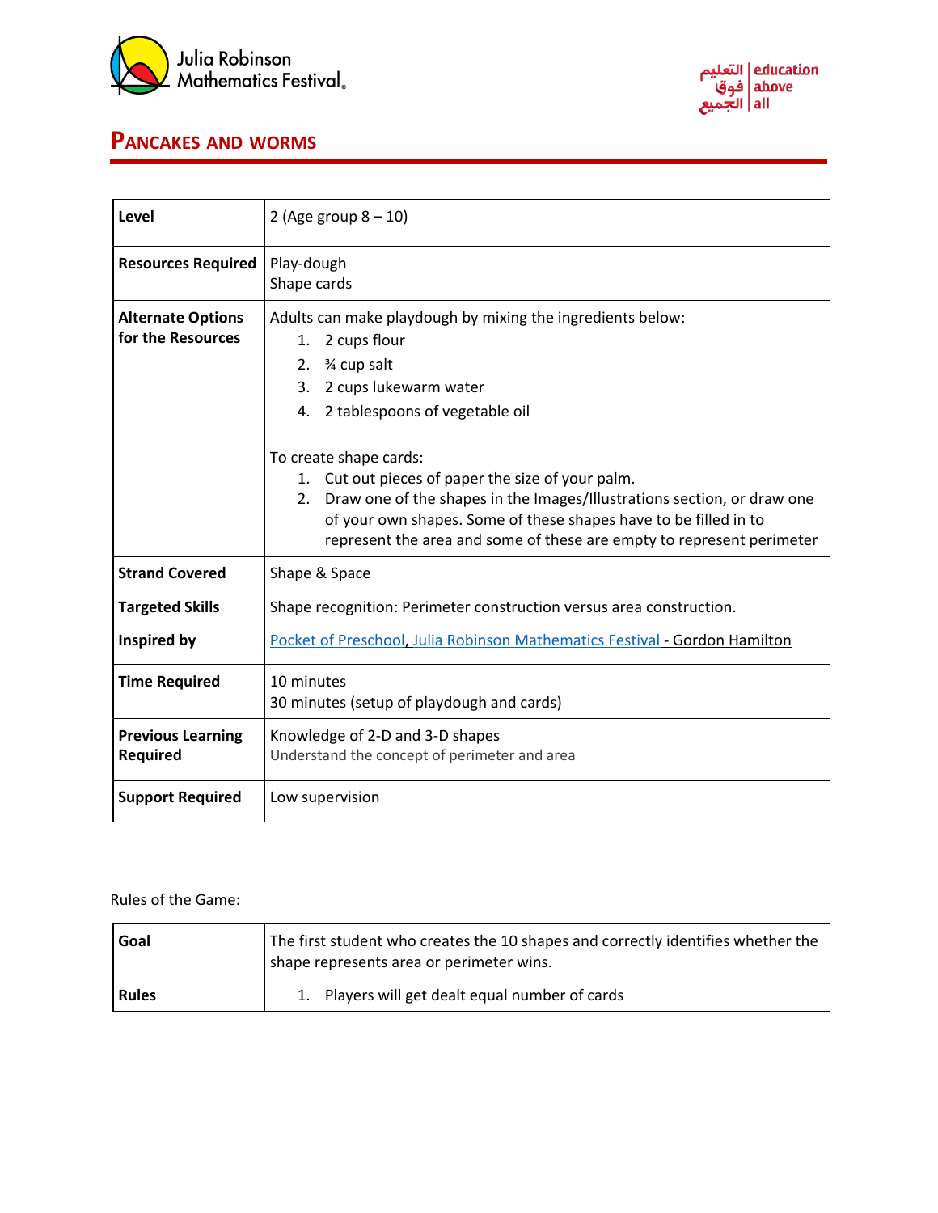# Pancakes and Worms

| Level | 2 (Age group 8 – 10) |
|---|---|
| **Resources Required** | Play-dough<br>Shape cards |
| **Alternate Options for the Resources** | Adults can make playdough by mixing the ingredients below:<br>1. 2 cups flour<br>2. ¾ cup salt<br>3. 2 cups lukewarm water<br>4. 2 tablespoons of vegetable oil<br><br>To create shape cards:<br>1. Cut out pieces of paper the size of your palm.<br>2. Draw one of the shapes in the Images/Illustrations section, or draw one of your own shapes. Some of these shapes have to be filled in to represent the area and some of these are empty to represent perimeter |
| **Strand Covered** | Shape & Space |
| **Targeted Skills** | Shape recognition: Perimeter construction versus area construction. |
| **Inspired by** | Pocket of Preschool, Julia Robinson Mathematics Festival - Gordon Hamilton |
| **Time Required** | 10 minutes<br>30 minutes (setup of playdough and cards) |
| **Previous Learning Required** | Knowledge of 2-D and 3-D shapes<br>Understand the concept of perimeter and area |
| **Support Required** | Low supervision |

Rules of the Game:

| Goal | The first student who creates the 10 shapes and correctly identifies whether the shape represents area or perimeter wins. |
|---|---|
| **Rules** | 1. Players will get dealt equal number of cards |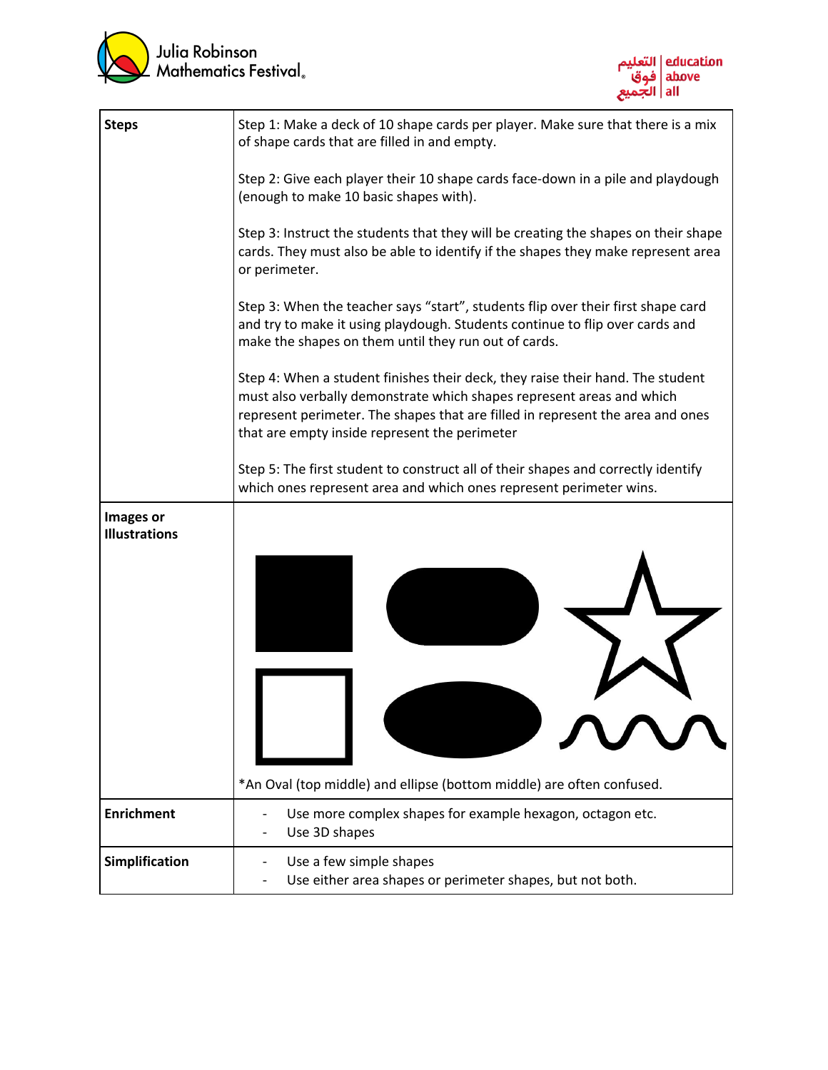| | |
|---|---|
| **Steps** | Step 1: Make a deck of 10 shape cards per player. Make sure that there is a mix of shape cards that are filled in and empty.<br><br>Step 2: Give each player their 10 shape cards face-down in a pile and playdough (enough to make 10 basic shapes with).<br><br>Step 3: Instruct the students that they will be creating the shapes on their shape cards. They must also be able to identify if the shapes they make represent area or perimeter.<br><br>Step 3: When the teacher says "start", students flip over their first shape card and try to make it using playdough. Students continue to flip over cards and make the shapes on them until they run out of cards.<br><br>Step 4: When a student finishes their deck, they raise their hand. The student must also verbally demonstrate which shapes represent areas and which represent perimeter. The shapes that are filled in represent the area and ones that are empty inside represent the perimeter<br><br>Step 5: The first student to construct all of their shapes and correctly identify which ones represent area and which ones represent perimeter wins. |
| **Images or Illustrations** | *An Oval (top middle) and ellipse (bottom middle) are often confused. |
| **Enrichment** | - Use more complex shapes for example hexagon, octagon etc.<br>- Use 3D shapes |
| **Simplification** | - Use a few simple shapes<br>- Use either area shapes or perimeter shapes, but not both. |